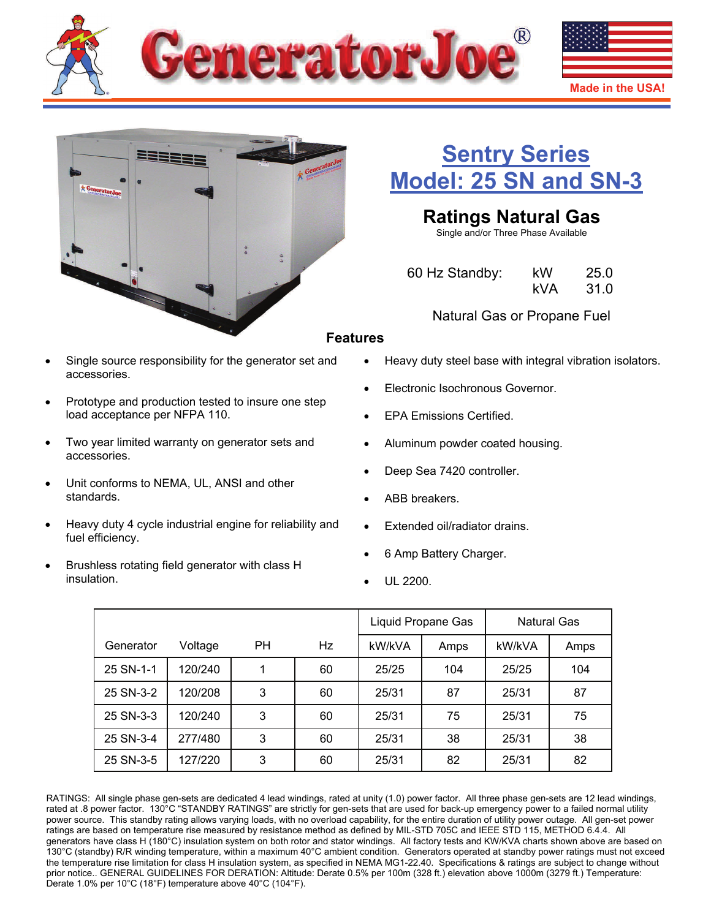GeneratorJoe®

Made in the USA!

# Sentry Series
# Model: 25 SN and SN-3

## Ratings Natural Gas

Single and/or Three Phase Available

| 60 Hz Standby: | kW | 25.0 |
|---|---|---|
| | kVA | 31.0 |

Natural Gas or Propane Fuel

### Features

- Single source responsibility for the generator set and accessories.
- Prototype and production tested to insure one step load acceptance per NFPA 110.
- Two year limited warranty on generator sets and accessories.
- Unit conforms to NEMA, UL, ANSI and other standards.
- Heavy duty 4 cycle industrial engine for reliability and fuel efficiency.
- Brushless rotating field generator with class H insulation.
- Heavy duty steel base with integral vibration isolators.
- Electronic Isochronous Governor.
- EPA Emissions Certified.
- Aluminum powder coated housing.
- Deep Sea 7420 controller.
- ABB breakers.
- Extended oil/radiator drains.
- 6 Amp Battery Charger.
- UL 2200.

| | | | | Liquid Propane Gas | | Natural Gas | |
|---|---|---|---|---|---|---|---|
| Generator | Voltage | PH | Hz | kW/kVA | Amps | kW/kVA | Amps |
| 25 SN-1-1 | 120/240 | 1 | 60 | 25/25 | 104 | 25/25 | 104 |
| 25 SN-3-2 | 120/208 | 3 | 60 | 25/31 | 87 | 25/31 | 87 |
| 25 SN-3-3 | 120/240 | 3 | 60 | 25/31 | 75 | 25/31 | 75 |
| 25 SN-3-4 | 277/480 | 3 | 60 | 25/31 | 38 | 25/31 | 38 |
| 25 SN-3-5 | 127/220 | 3 | 60 | 25/31 | 82 | 25/31 | 82 |

RATINGS: All single phase gen-sets are dedicated 4 lead windings, rated at unity (1.0) power factor. All three phase gen-sets are 12 lead windings, rated at .8 power factor. 130°C "STANDBY RATINGS" are strictly for gen-sets that are used for back-up emergency power to a failed normal utility power source. This standby rating allows varying loads, with no overload capability, for the entire duration of utility power outage. All gen-set power ratings are based on temperature rise measured by resistance method as defined by MIL-STD 705C and IEEE STD 115, METHOD 6.4.4. All generators have class H (180°C) insulation system on both rotor and stator windings. All factory tests and KW/KVA charts shown above are based on 130°C (standby) R/R winding temperature, within a maximum 40°C ambient condition. Generators operated at standby power ratings must not exceed the temperature rise limitation for class H insulation system, as specified in NEMA MG1-22.40. Specifications & ratings are subject to change without prior notice.. GENERAL GUIDELINES FOR DERATION: Altitude: Derate 0.5% per 100m (328 ft.) elevation above 1000m (3279 ft.) Temperature: Derate 1.0% per 10°C (18°F) temperature above 40°C (104°F).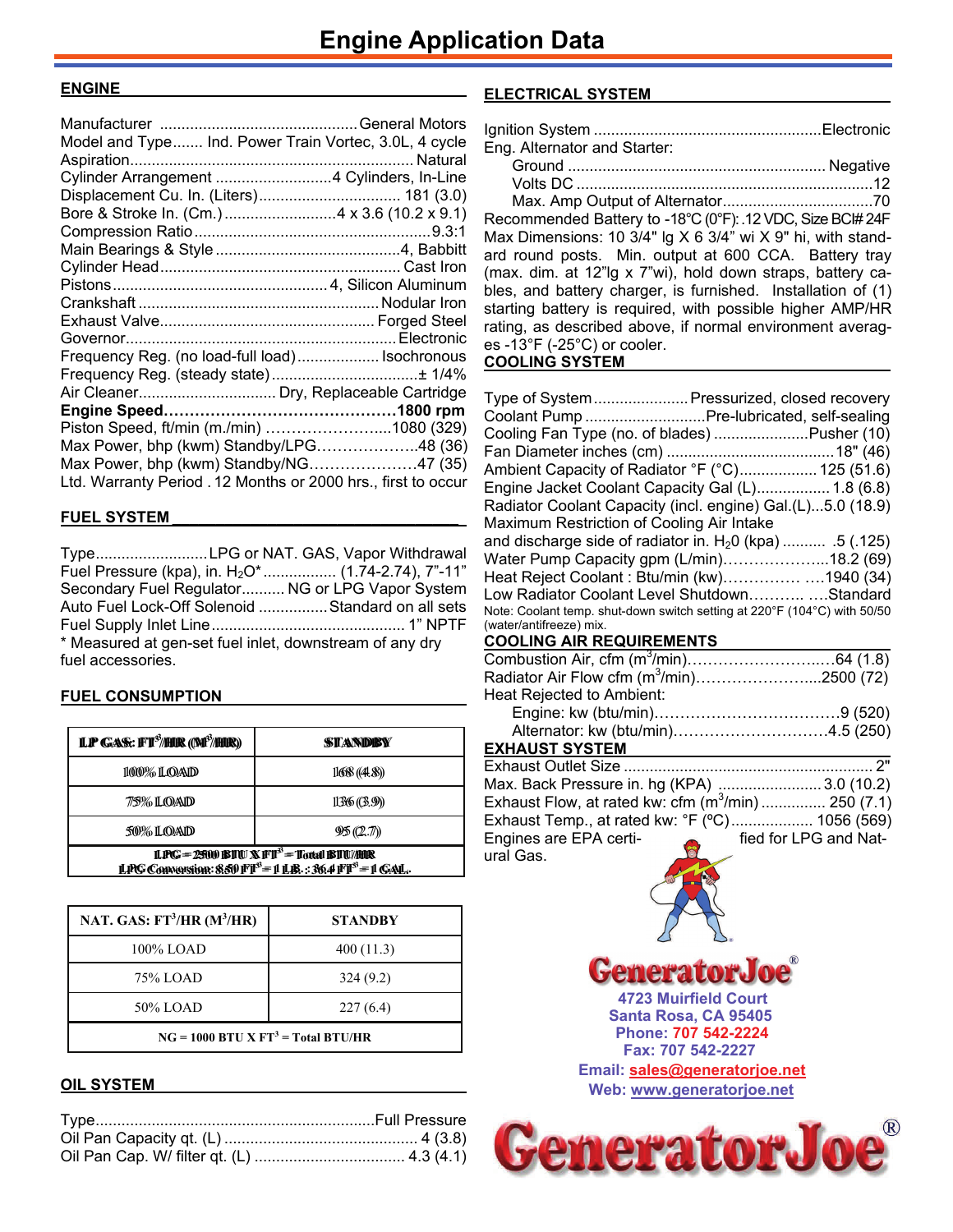# Engine Application Data

## ENGINE

Manufacturer .............................................. General Motors
Model and Type....... Ind. Power Train Vortec, 3.0L, 4 cycle
Aspiration............................................................ Natural
Cylinder Arrangement ........................... 4 Cylinders, In-Line
Displacement Cu. In. (Liters)................................ 181 (3.0)
Bore & Stroke In. (Cm.) ........................ 4 x 3.6 (10.2 x 9.1)
Compression Ratio ......................................................9.3:1
Main Bearings & Style ........................................... 4, Babbitt
Cylinder Head ........................................................ Cast Iron
Pistons ................................................. 4, Silicon Aluminum
Crankshaft ........................................................ Nodular Iron
Exhaust Valve.................................................. Forged Steel
Governor............................................................... Electronic
Frequency Reg. (no load-full load).................. Isochronous
Frequency Reg. (steady state).................................± 1/4%
Air Cleaner................................ Dry, Replaceable Cartridge
**Engine Speed...............................................1800 rpm**
Piston Speed, ft/min (m./min) ............................1080 (329)
Max Power, bhp (kwm) Standby/LPG.........................48 (36)
Max Power, bhp (kwm) Standby/NG...........................47 (35)
Ltd. Warranty Period . 12 Months or 2000 hrs., first to occur

## FUEL SYSTEM

Type.......................... LPG or NAT. GAS, Vapor Withdrawal
Fuel Pressure (kpa), in. $H_2O$*................ (1.74-2.74), 7"-11"
Secondary Fuel Regulator.......... NG or LPG Vapor System
Auto Fuel Lock-Off Solenoid ................ Standard on all sets
Fuel Supply Inlet Line............................................ 1" NPTF
* Measured at gen-set fuel inlet, downstream of any dry fuel accessories.

## FUEL CONSUMPTION

| LP GAS: $FT^3$/HR ($M^3$/HR) | STANDBY |
|---|---|
| 100% LOAD | 168 (4.8) |
| 75% LOAD | 136 (3.9) |
| 50% LOAD | 95 (2.7) |
| LPG = 2500 BTU X $FT^3$ = Total BTU/HR<br>LPG Conversion: 8.50 $FT^3$ = 1 LB.: 36.4 $FT^3$ = 1 GAL. | |

| NAT. GAS: $FT^3$/HR ($M^3$/HR) | STANDBY |
|---|---|
| 100% LOAD | 400 (11.3) |
| 75% LOAD | 324 (9.2) |
| 50% LOAD | 227 (6.4) |
| NG = 1000 BTU X $FT^3$ = Total BTU/HR | |

## OIL SYSTEM

Type...............................................................Full Pressure
Oil Pan Capacity qt. (L) ............................................ 4 (3.8)
Oil Pan Cap. W/ filter qt. (L) .................................. 4.3 (4.1)

## ELECTRICAL SYSTEM

Ignition System ....................................................Electronic
Eng. Alternator and Starter:
- Ground ........................................................... Negative
- Volts DC ....................................................................12
- Max. Amp Output of Alternator..................................70

Recommended Battery to -18°C (0°F): .12 VDC, Size BCI# 24F Max Dimensions: 10 3/4" lg X 6 3/4" wi X 9" hi, with standard round posts. Min. output at 600 CCA. Battery tray (max. dim. at 12"lg x 7"wi), hold down straps, battery cables, and battery charger, is furnished. Installation of (1) starting battery is required, with possible higher AMP/HR rating, as described above, if normal environment averages -13°F (-25°C) or cooler.

## COOLING SYSTEM

Type of System...................... Pressurized, closed recovery
Coolant Pump ............................Pre-lubricated, self-sealing
Cooling Fan Type (no. of blades) ......................Pusher (10)
Fan Diameter inches (cm) ....................................... 18" (46)
Ambient Capacity of Radiator °F (°C).................. 125 (51.6)
Engine Jacket Coolant Capacity Gal (L)................. 1.8 (6.8)
Radiator Coolant Capacity (incl. engine) Gal.(L)...5.0 (18.9)
Maximum Restriction of Cooling Air Intake and discharge side of radiator in. $H_20$ (kpa) .......... .5 (.125)
Water Pump Capacity gpm (L/min)..........................18.2 (69)
Heat Reject Coolant : Btu/min (kw)......................1940 (34)
Low Radiator Coolant Level Shutdown.......... ....Standard
Note: Coolant temp. shut-down switch setting at 220°F (104°C) with 50/50 (water/antifreeze) mix.

## COOLING AIR REQUIREMENTS

Combustion Air, cfm ($m^3$/min)..................................64 (1.8)
Radiator Air Flow cfm ($m^3$/min)...............................2500 (72)
Heat Rejected to Ambient:
- Engine: kw (btu/min)...................................................9 (520)
- Alternator: kw (btu/min)..........................................4.5 (250)

## EXHAUST SYSTEM

Exhaust Outlet Size ........................................................... 2"
Max. Back Pressure in. hg (KPA) ........................ 3.0 (10.2)
Exhaust Flow, at rated kw: cfm ($m^3$/min) .............. 250 (7.1)
Exhaust Temp., at rated kw: °F (°C).................. 1056 (569)
Engines are EPA certified for LPG and Natural Gas.

GeneratorJoe®
4723 Muirfield Court
Santa Rosa, CA 95405
Phone: 707 542-2224
Fax: 707 542-2227
Email: sales@generatorjoe.net
Web: www.generatorjoe.net

GeneratorJoe®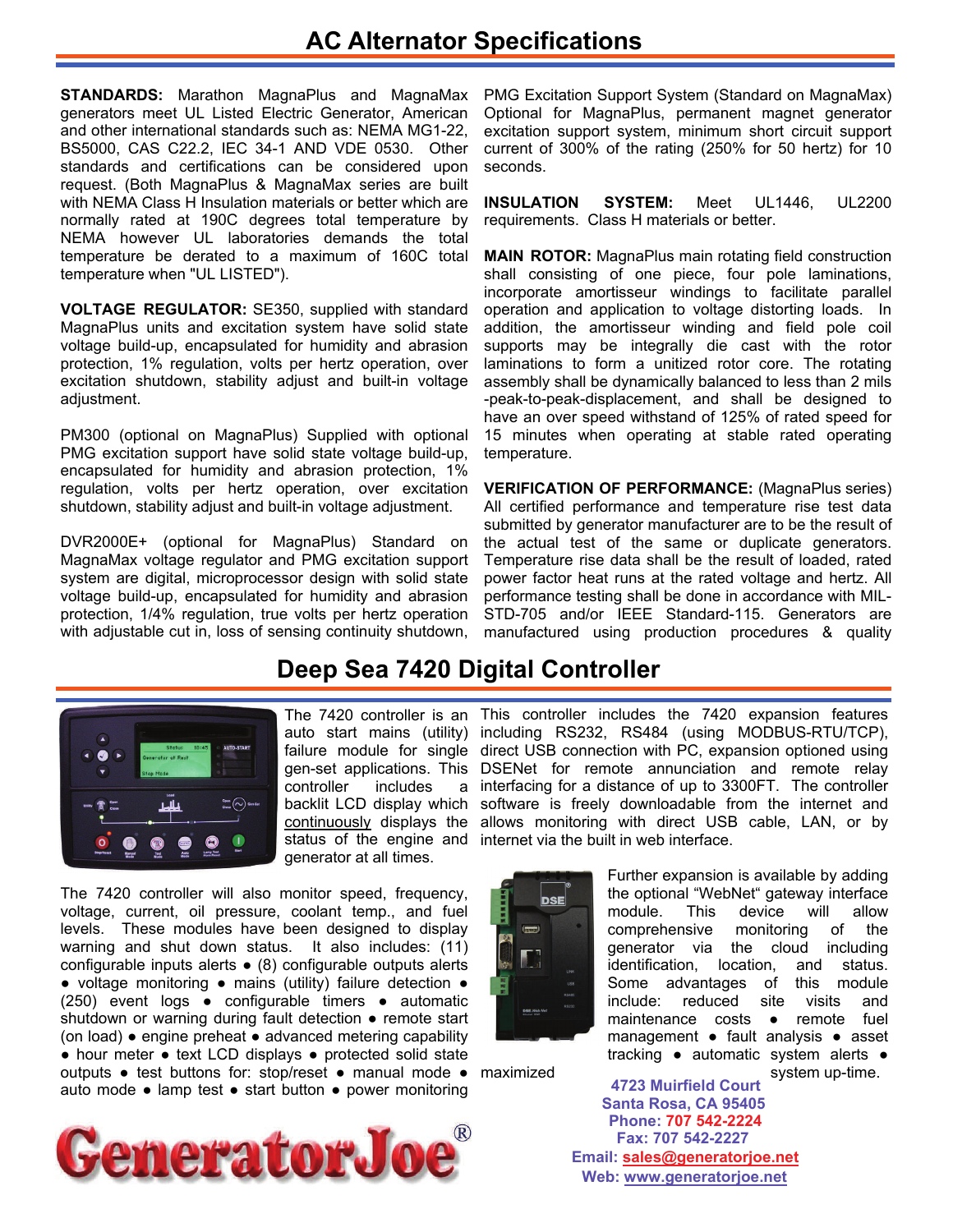# AC Alternator Specifications

**STANDARDS:** Marathon MagnaPlus and MagnaMax generators meet UL Listed Electric Generator, American and other international standards such as: NEMA MG1-22, BS5000, CAS C22.2, IEC 34-1 AND VDE 0530. Other standards and certifications can be considered upon request. (Both MagnaPlus & MagnaMax series are built with NEMA Class H Insulation materials or better which are normally rated at 190C degrees total temperature by NEMA however UL laboratories demands the total temperature be derated to a maximum of 160C total temperature when "UL LISTED").

**VOLTAGE REGULATOR:** SE350, supplied with standard MagnaPlus units and excitation system have solid state voltage build-up, encapsulated for humidity and abrasion protection, 1% regulation, volts per hertz operation, over excitation shutdown, stability adjust and built-in voltage adjustment.

PM300 (optional on MagnaPlus) Supplied with optional PMG excitation support have solid state voltage build-up, encapsulated for humidity and abrasion protection, 1% regulation, volts per hertz operation, over excitation shutdown, stability adjust and built-in voltage adjustment.

DVR2000E+ (optional for MagnaPlus) Standard on MagnaMax voltage regulator and PMG excitation support system are digital, microprocessor design with solid state voltage build-up, encapsulated for humidity and abrasion protection, 1/4% regulation, true volts per hertz operation with adjustable cut in, loss of sensing continuity shutdown, PMG Excitation Support System (Standard on MagnaMax) Optional for MagnaPlus, permanent magnet generator excitation support system, minimum short circuit support current of 300% of the rating (250% for 50 hertz) for 10 seconds.

**INSULATION SYSTEM:** Meet UL1446, UL2200 requirements. Class H materials or better.

**MAIN ROTOR:** MagnaPlus main rotating field construction shall consisting of one piece, four pole laminations, incorporate amortisseur windings to facilitate parallel operation and application to voltage distorting loads. In addition, the amortisseur winding and field pole coil supports may be integrally die cast with the rotor laminations to form a unitized rotor core. The rotating assembly shall be dynamically balanced to less than 2 mils -peak-to-peak-displacement, and shall be designed to have an over speed withstand of 125% of rated speed for 15 minutes when operating at stable rated operating temperature.

**VERIFICATION OF PERFORMANCE:** (MagnaPlus series) All certified performance and temperature rise test data submitted by generator manufacturer are to be the result of the actual test of the same or duplicate generators. Temperature rise data shall be the result of loaded, rated power factor heat runs at the rated voltage and hertz. All performance testing shall be done in accordance with MIL-STD-705 and/or IEEE Standard-115. Generators are manufactured using production procedures & quality

# Deep Sea 7420 Digital Controller

The 7420 controller is an auto start mains (utility) failure module for single gen-set applications. This controller includes a backlit LCD display which continuously displays the status of the engine and generator at all times.

The 7420 controller will also monitor speed, frequency, voltage, current, oil pressure, coolant temp., and fuel levels. These modules have been designed to display warning and shut down status. It also includes: (11) configurable inputs alerts • (8) configurable outputs alerts • voltage monitoring • mains (utility) failure detection • (250) event logs • configurable timers • automatic shutdown or warning during fault detection • remote start (on load) • engine preheat • advanced metering capability • hour meter • text LCD displays • protected solid state outputs • test buttons for: stop/reset • manual mode • auto mode • lamp test • start button • power monitoring

This controller includes the 7420 expansion features including RS232, RS484 (using MODBUS-RTU/TCP), direct USB connection with PC, expansion optioned using DSENet for remote annunciation and remote relay interfacing for a distance of up to 3300FT. The controller software is freely downloadable from the internet and allows monitoring with direct USB cable, LAN, or by internet via the built in web interface.

Further expansion is available by adding the optional "WebNet" gateway interface module. This device will allow comprehensive monitoring of the generator via the cloud including identification, location, and status. Some advantages of this module include: reduced site visits and maintenance costs • remote fuel management • fault analysis • asset tracking • automatic system alerts • maximized system up-time.

GeneratorJoe®

4723 Muirfield Court
Santa Rosa, CA 95405
Phone: 707 542-2224
Fax: 707 542-2227
Email: sales@generatorjoe.net
Web: www.generatorjoe.net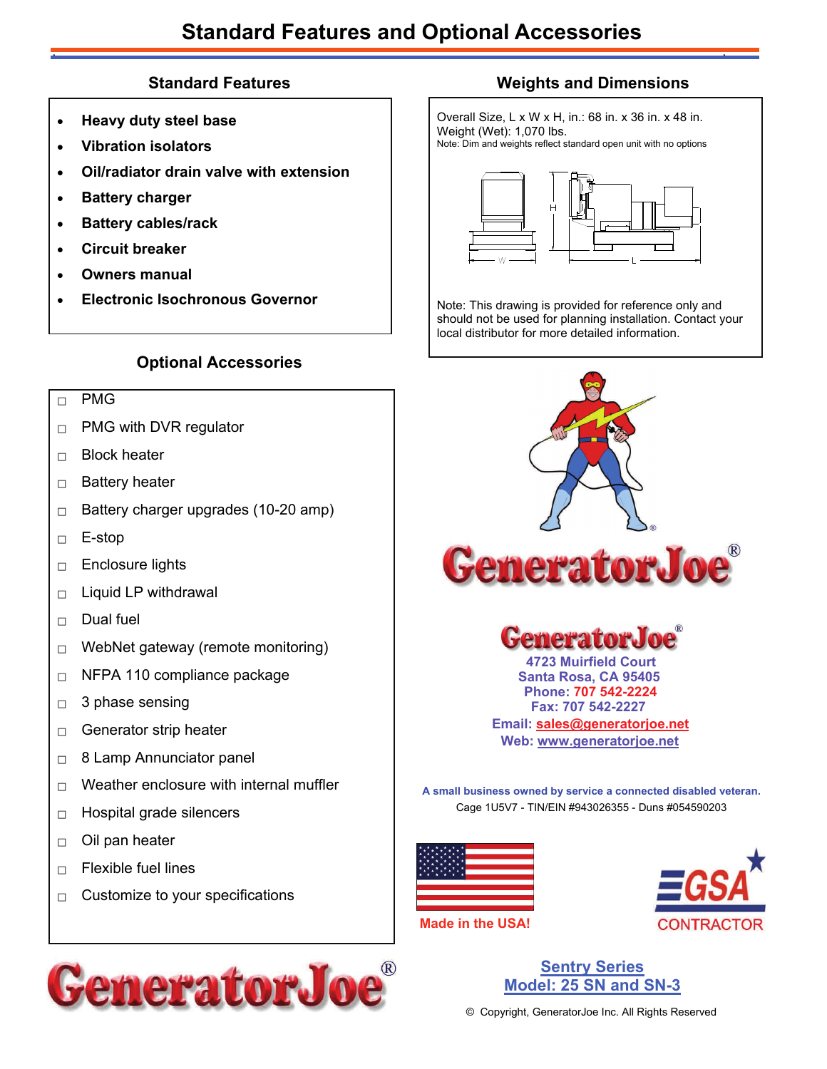# Standard Features and Optional Accessories

## Standard Features

- **Heavy duty steel base**
- **Vibration isolators**
- **Oil/radiator drain valve with extension**
- **Battery charger**
- **Battery cables/rack**
- **Circuit breaker**
- **Owners manual**
- **Electronic Isochronous Governor**

## Optional Accessories

- ◻ PMG
- ◻ PMG with DVR regulator
- ◻ Block heater
- ◻ Battery heater
- ◻ Battery charger upgrades (10-20 amp)
- ◻ E-stop
- ◻ Enclosure lights
- ◻ Liquid LP withdrawal
- ◻ Dual fuel
- ◻ WebNet gateway (remote monitoring)
- ◻ NFPA 110 compliance package
- ◻ 3 phase sensing
- ◻ Generator strip heater
- ◻ 8 Lamp Annunciator panel
- ◻ Weather enclosure with internal muffler
- ◻ Hospital grade silencers
- ◻ Oil pan heater
- ◻ Flexible fuel lines
- ◻ Customize to your specifications

GeneratorJoe®

## Weights and Dimensions

Overall Size, L x W x H, in.: 68 in. x 36 in. x 48 in.
Weight (Wet): 1,070 lbs.
Note: Dim and weights reflect standard open unit with no options

H
W
L

Note: This drawing is provided for reference only and should not be used for planning installation. Contact your local distributor for more detailed information.

GeneratorJoe®

**GeneratorJoe®**
**4723 Muirfield Court**
**Santa Rosa, CA 95405**
**Phone: 707 542-2224**
**Fax: 707 542-2227**
**Email: sales@generatorjoe.net**
**Web: www.generatorjoe.net**

**A small business owned by service a connected disabled veteran.**
Cage 1U5V7 - TIN/EIN #943026355 - Duns #054590203

**Made in the USA!**

GSA CONTRACTOR

**Sentry Series**
**Model: 25 SN and SN-3**

© Copyright, GeneratorJoe Inc. All Rights Reserved